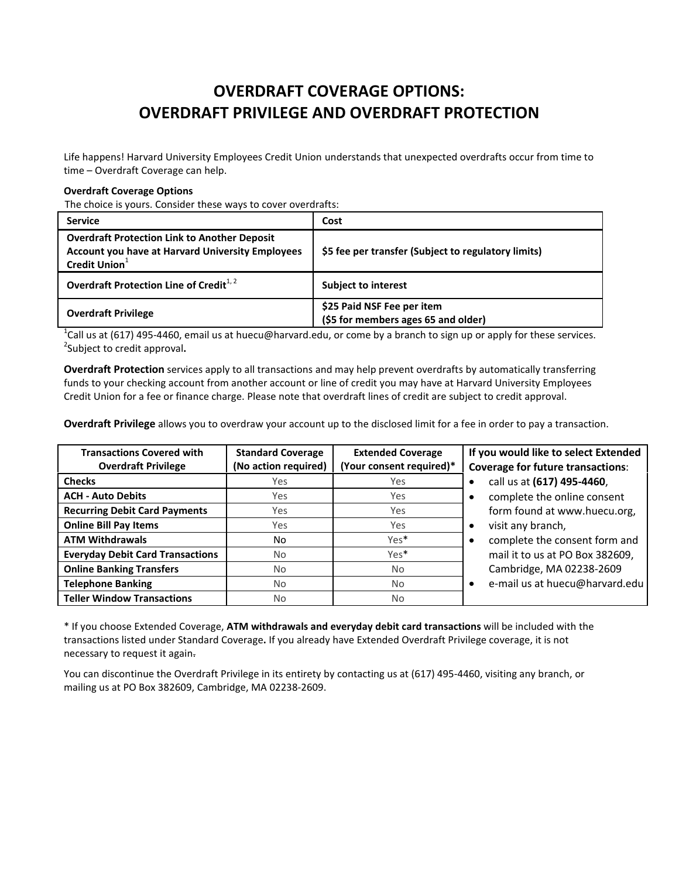# OVERDRAFT COVERAGE OPTIONS: OVERDRAFT PRIVILEGE AND OVERDRAFT PROTECTION

Life happens! Harvard University Employees Credit Union understands that unexpected overdrafts occur from time to time – Overdraft Coverage can help.

**Overdraft Coverage Options**

The choice is yours. Consider these ways to cover overdrafts:

| Service | Cost |
|---|---|
| **Overdraft Protection Link to Another Deposit Account you have at Harvard University Employees Credit Union**[1] | **$5 fee per transfer (Subject to regulatory limits)** |
| **Overdraft Protection Line of Credit**[1, 2] | **Subject to interest** |
| **Overdraft Privilege** | **$25 Paid NSF Fee per item ($5 for members ages 65 and older)** |

[1]Call us at (617) 495-4460, email us at huecu@harvard.edu, or come by a branch to sign up or apply for these services.
[2]Subject to credit approval**.**

**Overdraft Protection** services apply to all transactions and may help prevent overdrafts by automatically transferring funds to your checking account from another account or line of credit you may have at Harvard University Employees Credit Union for a fee or finance charge. Please note that overdraft lines of credit are subject to credit approval.

**Overdraft Privilege** allows you to overdraw your account up to the disclosed limit for a fee in order to pay a transaction.

| Transactions Covered with Overdraft Privilege | Standard Coverage (No action required) | Extended Coverage (Your consent required)* |
|---|---|---|
| **Checks** | Yes | Yes |
| **ACH - Auto Debits** | Yes | Yes |
| **Recurring Debit Card Payments** | Yes | Yes |
| **Online Bill Pay Items** | Yes | Yes |
| **ATM Withdrawals** | No | Yes* |
| **Everyday Debit Card Transactions** | No | Yes* |
| **Online Banking Transfers** | No | No |
| **Telephone Banking** | No | No |
| **Teller Window Transactions** | No | No |

**If you would like to select Extended Coverage for future transactions**:

- call us at **(617) 495-4460**,
- complete the online consent form found at www.huecu.org,
- visit any branch,
- complete the consent form and mail it to us at PO Box 382609, Cambridge, MA 02238-2609
- e-mail us at huecu@harvard.edu

\* If you choose Extended Coverage, **ATM withdrawals and everyday debit card transactions** will be included with the transactions listed under Standard Coverage**.** If you already have Extended Overdraft Privilege coverage, it is not necessary to request it again.

You can discontinue the Overdraft Privilege in its entirety by contacting us at (617) 495-4460, visiting any branch, or mailing us at PO Box 382609, Cambridge, MA 02238-2609.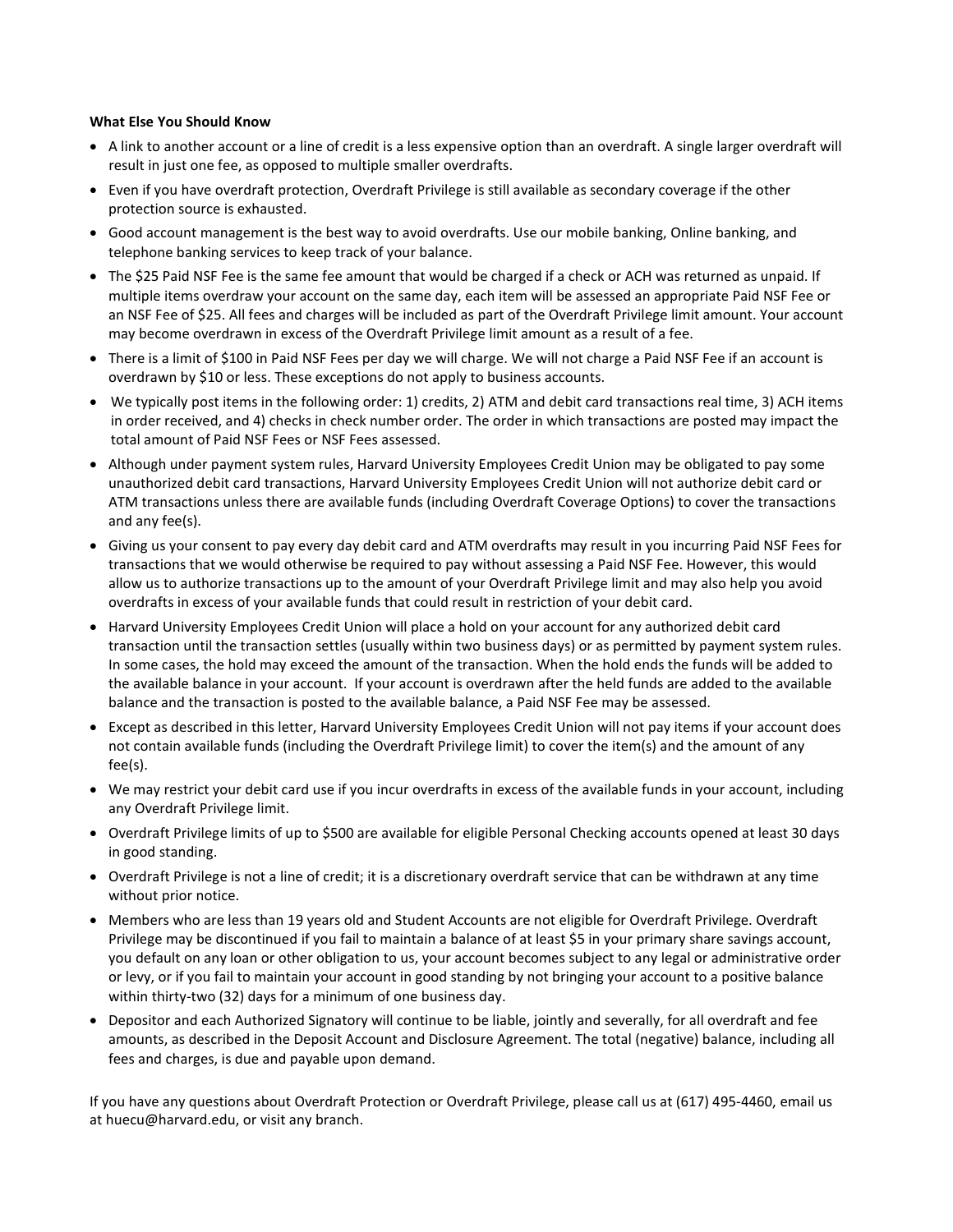**What Else You Should Know**

- A link to another account or a line of credit is a less expensive option than an overdraft. A single larger overdraft will result in just one fee, as opposed to multiple smaller overdrafts.
- Even if you have overdraft protection, Overdraft Privilege is still available as secondary coverage if the other protection source is exhausted.
- Good account management is the best way to avoid overdrafts. Use our mobile banking, Online banking, and telephone banking services to keep track of your balance.
- The $25 Paid NSF Fee is the same fee amount that would be charged if a check or ACH was returned as unpaid. If multiple items overdraw your account on the same day, each item will be assessed an appropriate Paid NSF Fee or an NSF Fee of $25. All fees and charges will be included as part of the Overdraft Privilege limit amount. Your account may become overdrawn in excess of the Overdraft Privilege limit amount as a result of a fee.
- There is a limit of $100 in Paid NSF Fees per day we will charge. We will not charge a Paid NSF Fee if an account is overdrawn by $10 or less. These exceptions do not apply to business accounts.
- We typically post items in the following order: 1) credits, 2) ATM and debit card transactions real time, 3) ACH items in order received, and 4) checks in check number order. The order in which transactions are posted may impact the total amount of Paid NSF Fees or NSF Fees assessed.
- Although under payment system rules, Harvard University Employees Credit Union may be obligated to pay some unauthorized debit card transactions, Harvard University Employees Credit Union will not authorize debit card or ATM transactions unless there are available funds (including Overdraft Coverage Options) to cover the transactions and any fee(s).
- Giving us your consent to pay every day debit card and ATM overdrafts may result in you incurring Paid NSF Fees for transactions that we would otherwise be required to pay without assessing a Paid NSF Fee. However, this would allow us to authorize transactions up to the amount of your Overdraft Privilege limit and may also help you avoid overdrafts in excess of your available funds that could result in restriction of your debit card.
- Harvard University Employees Credit Union will place a hold on your account for any authorized debit card transaction until the transaction settles (usually within two business days) or as permitted by payment system rules. In some cases, the hold may exceed the amount of the transaction. When the hold ends the funds will be added to the available balance in your account. If your account is overdrawn after the held funds are added to the available balance and the transaction is posted to the available balance, a Paid NSF Fee may be assessed.
- Except as described in this letter, Harvard University Employees Credit Union will not pay items if your account does not contain available funds (including the Overdraft Privilege limit) to cover the item(s) and the amount of any fee(s).
- We may restrict your debit card use if you incur overdrafts in excess of the available funds in your account, including any Overdraft Privilege limit.
- Overdraft Privilege limits of up to $500 are available for eligible Personal Checking accounts opened at least 30 days in good standing.
- Overdraft Privilege is not a line of credit; it is a discretionary overdraft service that can be withdrawn at any time without prior notice.
- Members who are less than 19 years old and Student Accounts are not eligible for Overdraft Privilege. Overdraft Privilege may be discontinued if you fail to maintain a balance of at least $5 in your primary share savings account, you default on any loan or other obligation to us, your account becomes subject to any legal or administrative order or levy, or if you fail to maintain your account in good standing by not bringing your account to a positive balance within thirty-two (32) days for a minimum of one business day.
- Depositor and each Authorized Signatory will continue to be liable, jointly and severally, for all overdraft and fee amounts, as described in the Deposit Account and Disclosure Agreement. The total (negative) balance, including all fees and charges, is due and payable upon demand.

If you have any questions about Overdraft Protection or Overdraft Privilege, please call us at (617) 495-4460, email us at huecu@harvard.edu, or visit any branch.